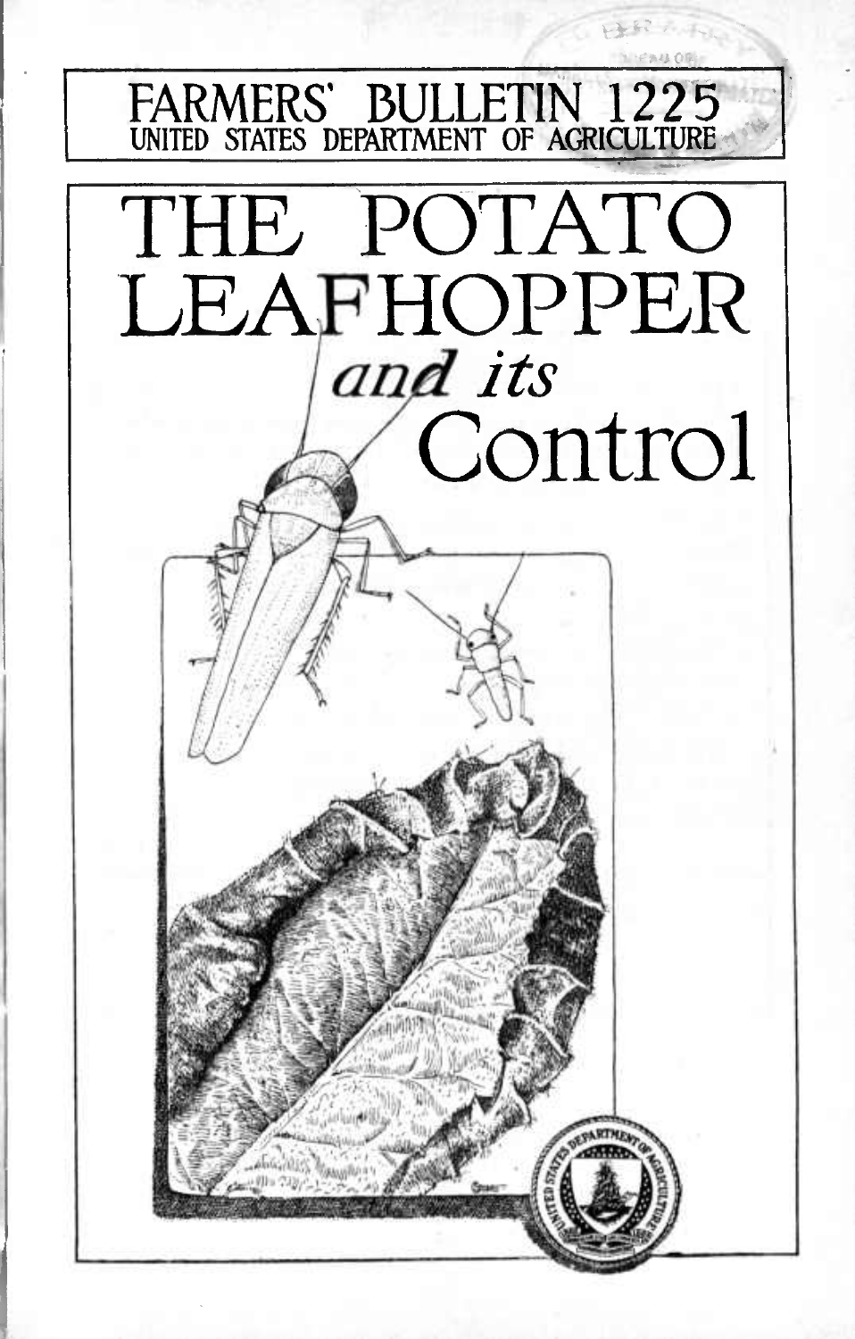FARMERS' BULLETIN 1225
UNITED STATES DEPARTMENT OF AGRICULTURE

# THE POTATO LEAFHOPPER *and its* Control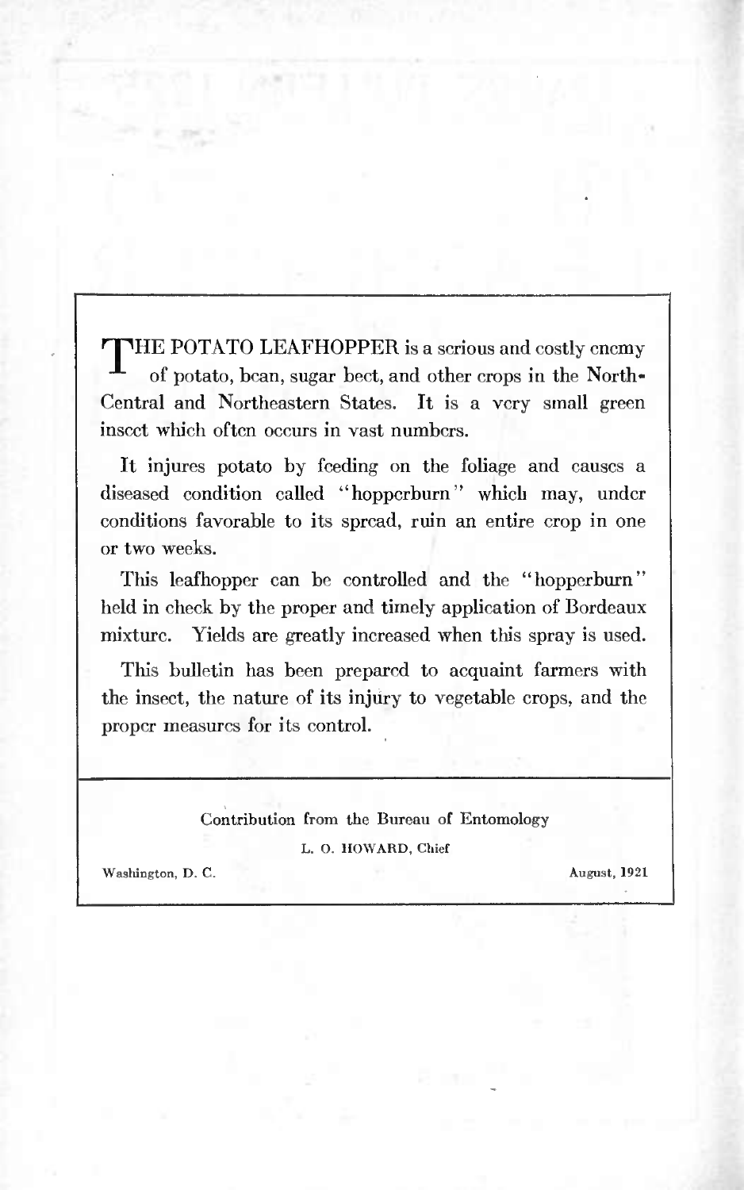THE POTATO LEAFHOPPER is a serious and costly enemy of potato, bean, sugar beet, and other crops in the North-Central and Northeastern States. It is a very small green insect which often occurs in vast numbers.

It injures potato by feeding on the foliage and causes a diseased condition called "hopperburn" which may, under conditions favorable to its spread, ruin an entire crop in one or two weeks.

This leafhopper can be controlled and the "hopperburn" held in check by the proper and timely application of Bordeaux mixture. Yields are greatly increased when this spray is used.

This bulletin has been prepared to acquaint farmers with the insect, the nature of its injury to vegetable crops, and the proper measures for its control.

Contribution from the Bureau of Entomology

L. O. HOWARD, Chief

Washington, D. C. August, 1921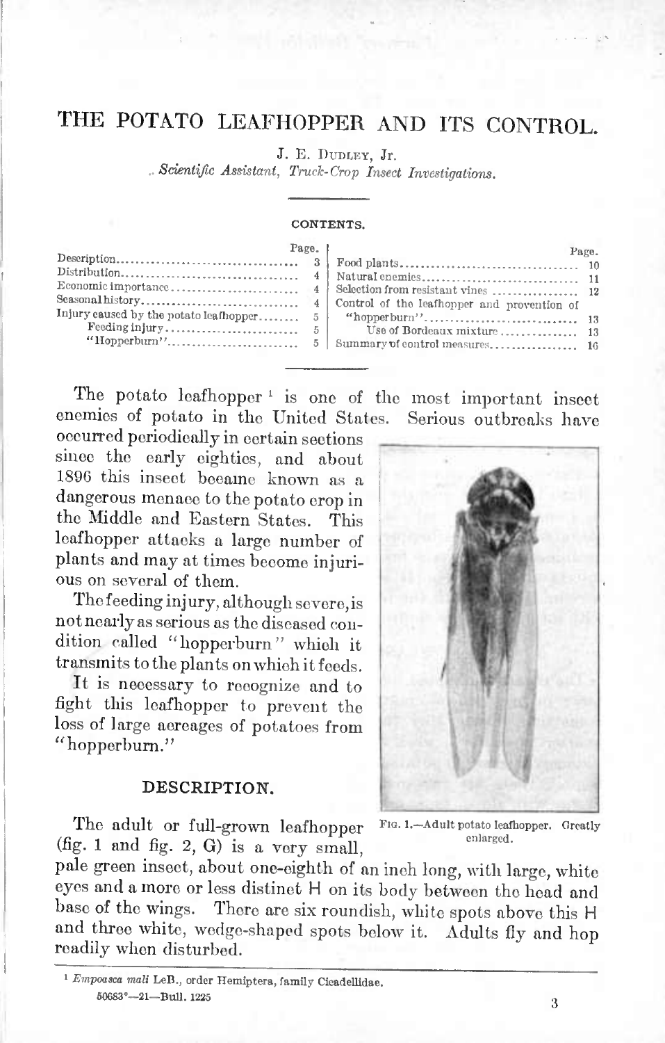# THE POTATO LEAFHOPPER AND ITS CONTROL.

J. E. Dudley, Jr.

*Scientific Assistant, Truck-Crop Insect Investigations.*

**CONTENTS.**

| | Page. | | Page. |
|---|---|---|---|
| Description | 3 | Food plants | 10 |
| Distribution | 4 | Natural enemies | 11 |
| Economic importance | 4 | Selection from resistant vines | 12 |
| Seasonal history | 4 | Control of the leafhopper and prevention of "hopperburn" | 13 |
| Injury caused by the potato leafhopper | 5 | Use of Bordeaux mixture | 13 |
| Feeding injury | 5 | Summary of control measures | 16 |
| "Hopperburn" | 5 | | |

The potato leafhopper [1] is one of the most important insect enemies of potato in the United States. Serious outbreaks have occurred periodically in certain sections since the early eighties, and about 1896 this insect became known as a dangerous menace to the potato crop in the Middle and Eastern States. This leafhopper attacks a large number of plants and may at times become injurious on several of them.

The feeding injury, although severe, is not nearly as serious as the diseased condition called "hopperburn" which it transmits to the plants on which it feeds.

It is necessary to recognize and to fight this leafhopper to prevent the loss of large acreages of potatoes from "hopperburn."

Fig. 1.—Adult potato leafhopper. Greatly enlarged.

## DESCRIPTION.

The adult or full-grown leafhopper (fig. 1 and fig. 2, G) is a very small, pale green insect, about one-eighth of an inch long, with large, white eyes and a more or less distinct H on its body between the head and base of the wings. There are six roundish, white spots above this H and three white, wedge-shaped spots below it. Adults fly and hop readily when disturbed.

---

[1] *Empoasca mali* LeB., order Hemiptera, family Cicadellidae.

50683°—21—Bull. 1225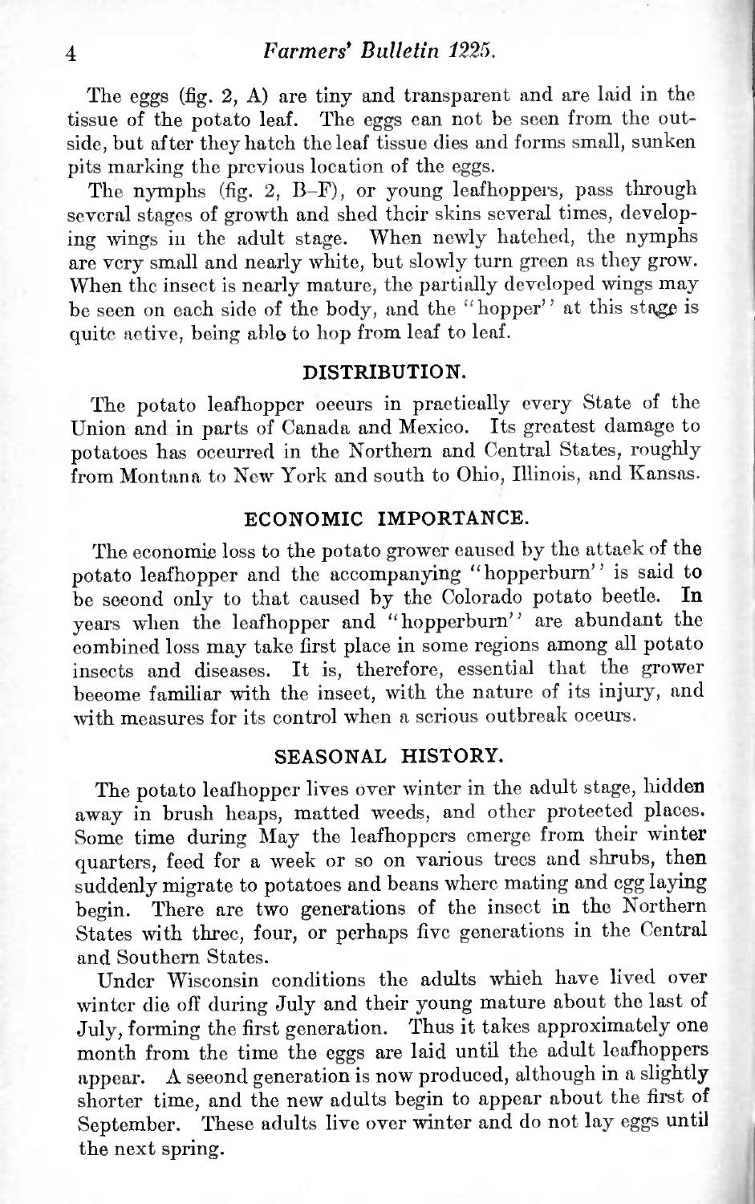The eggs (fig. 2, A) are tiny and transparent and are laid in the tissue of the potato leaf. The eggs can not be seen from the outside, but after they hatch the leaf tissue dies and forms small, sunken pits marking the previous location of the eggs.

The nymphs (fig. 2, B–F), or young leafhoppers, pass through several stages of growth and shed their skins several times, developing wings in the adult stage. When newly hatched, the nymphs are very small and nearly white, but slowly turn green as they grow. When the insect is nearly mature, the partially developed wings may be seen on each side of the body, and the "hopper" at this stage is quite active, being able to hop from leaf to leaf.

## DISTRIBUTION.

The potato leafhopper occurs in practically every State of the Union and in parts of Canada and Mexico. Its greatest damage to potatoes has occurred in the Northern and Central States, roughly from Montana to New York and south to Ohio, Illinois, and Kansas.

## ECONOMIC IMPORTANCE.

The economic loss to the potato grower caused by the attack of the potato leafhopper and the accompanying "hopperburn" is said to be second only to that caused by the Colorado potato beetle. In years when the leafhopper and "hopperburn" are abundant the combined loss may take first place in some regions among all potato insects and diseases. It is, therefore, essential that the grower become familiar with the insect, with the nature of its injury, and with measures for its control when a serious outbreak occurs.

## SEASONAL HISTORY.

The potato leafhopper lives over winter in the adult stage, hidden away in brush heaps, matted weeds, and other protected places. Some time during May the leafhoppers emerge from their winter quarters, feed for a week or so on various trees and shrubs, then suddenly migrate to potatoes and beans where mating and egg laying begin. There are two generations of the insect in the Northern States with three, four, or perhaps five generations in the Central and Southern States.

Under Wisconsin conditions the adults which have lived over winter die off during July and their young mature about the last of July, forming the first generation. Thus it takes approximately one month from the time the eggs are laid until the adult leafhoppers appear. A second generation is now produced, although in a slightly shorter time, and the new adults begin to appear about the first of September. These adults live over winter and do not lay eggs until the next spring.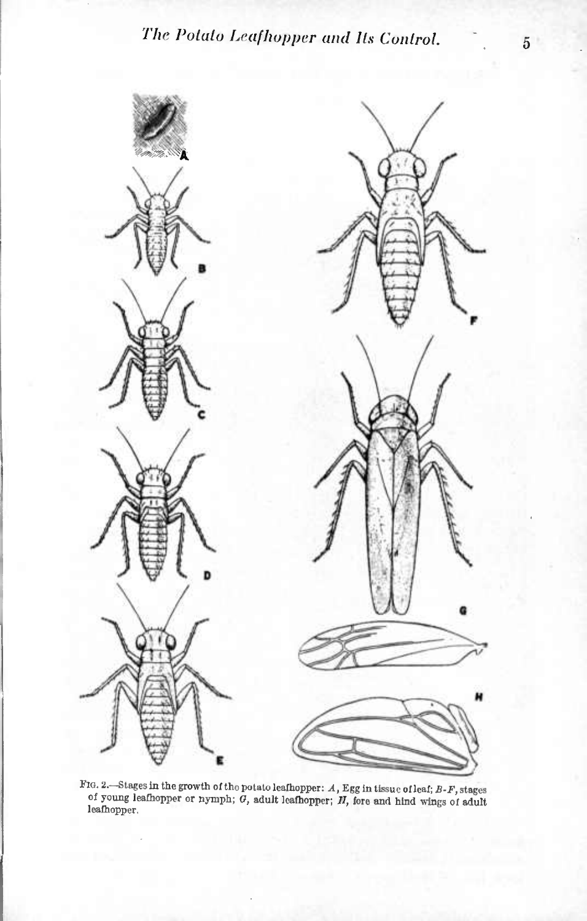FIG. 2.—Stages in the growth of the potato leafhopper: *A*, Egg in tissue of leaf; *B-F*, stages of young leafhopper or nymph; *G*, adult leafhopper; *H*, fore and hind wings of adult leafhopper.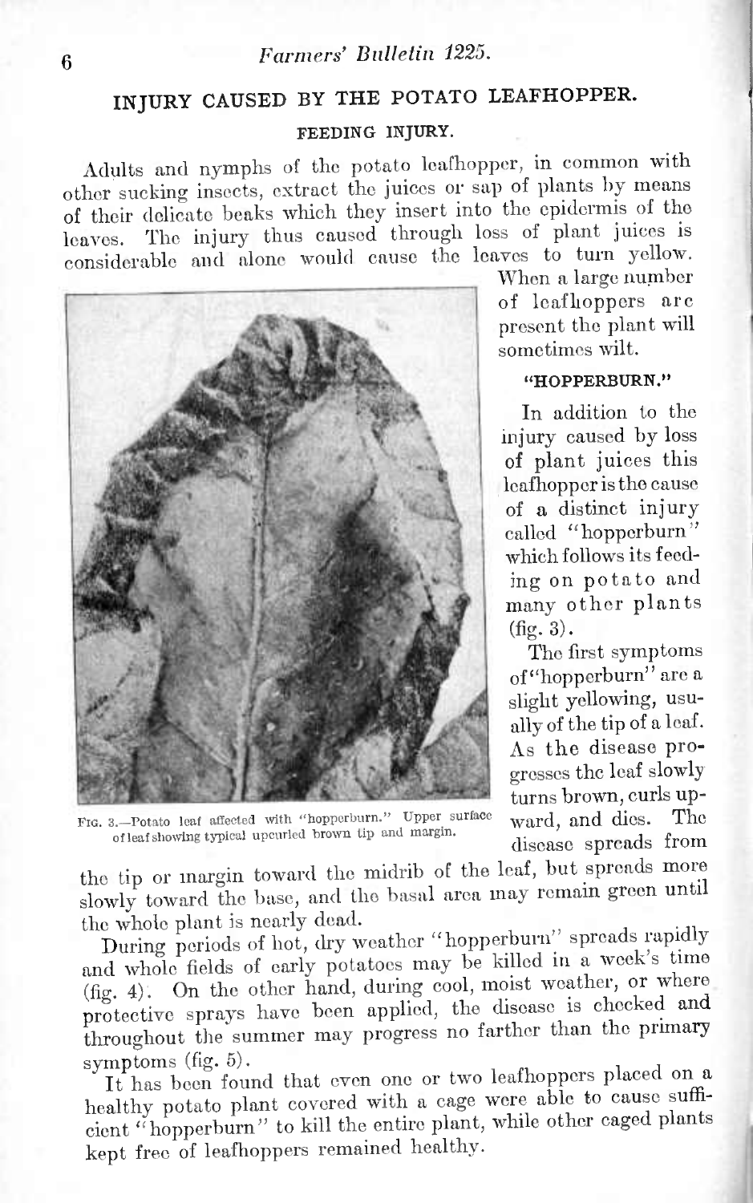## INJURY CAUSED BY THE POTATO LEAFHOPPER.

### FEEDING INJURY.

Adults and nymphs of the potato leafhopper, in common with other sucking insects, extract the juices or sap of plants by means of their delicate beaks which they insert into the epidermis of the leaves. The injury thus caused through loss of plant juices is considerable and alone would cause the leaves to turn yellow. When a large number of leafhoppers are present the plant will sometimes wilt.

### "HOPPERBURN."

In addition to the injury caused by loss of plant juices this leafhopper is the cause of a distinct injury called "hopperburn" which follows its feeding on potato and many other plants (fig. 3).

Fig. 3.—Potato leaf affected with "hopperburn." Upper surface of leaf showing typical upcurled brown tip and margin.

The first symptoms of "hopperburn" are a slight yellowing, usually of the tip of a leaf. As the disease progresses the leaf slowly turns brown, curls upward, and dies. The disease spreads from the tip or margin toward the midrib of the leaf, but spreads more slowly toward the base, and the basal area may remain green until the whole plant is nearly dead.

During periods of hot, dry weather "hopperburn" spreads rapidly and whole fields of early potatoes may be killed in a week's time (fig. 4). On the other hand, during cool, moist weather, or where protective sprays have been applied, the disease is checked and throughout the summer may progress no farther than the primary symptoms (fig. 5).

It has been found that even one or two leafhoppers placed on a healthy potato plant covered with a cage were able to cause sufficient "hopperburn" to kill the entire plant, while other caged plants kept free of leafhoppers remained healthy.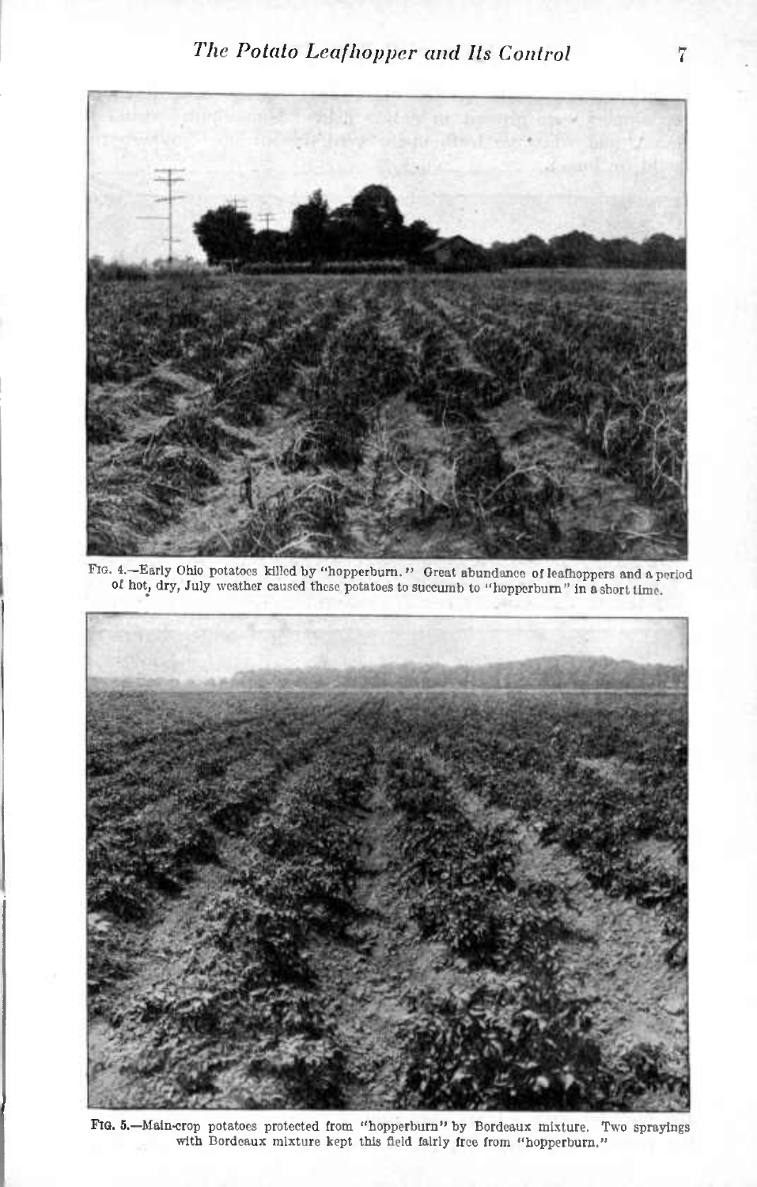FIG. 4.—Early Ohio potatoes killed by "hopperburn." Great abundance of leafhoppers and a period of hot, dry, July weather caused these potatoes to succumb to "hopperburn" in a short time.

FIG. 5.—Main-crop potatoes protected from "hopperburn" by Bordeaux mixture. Two sprayings with Bordeaux mixture kept this field fairly free from "hopperburn."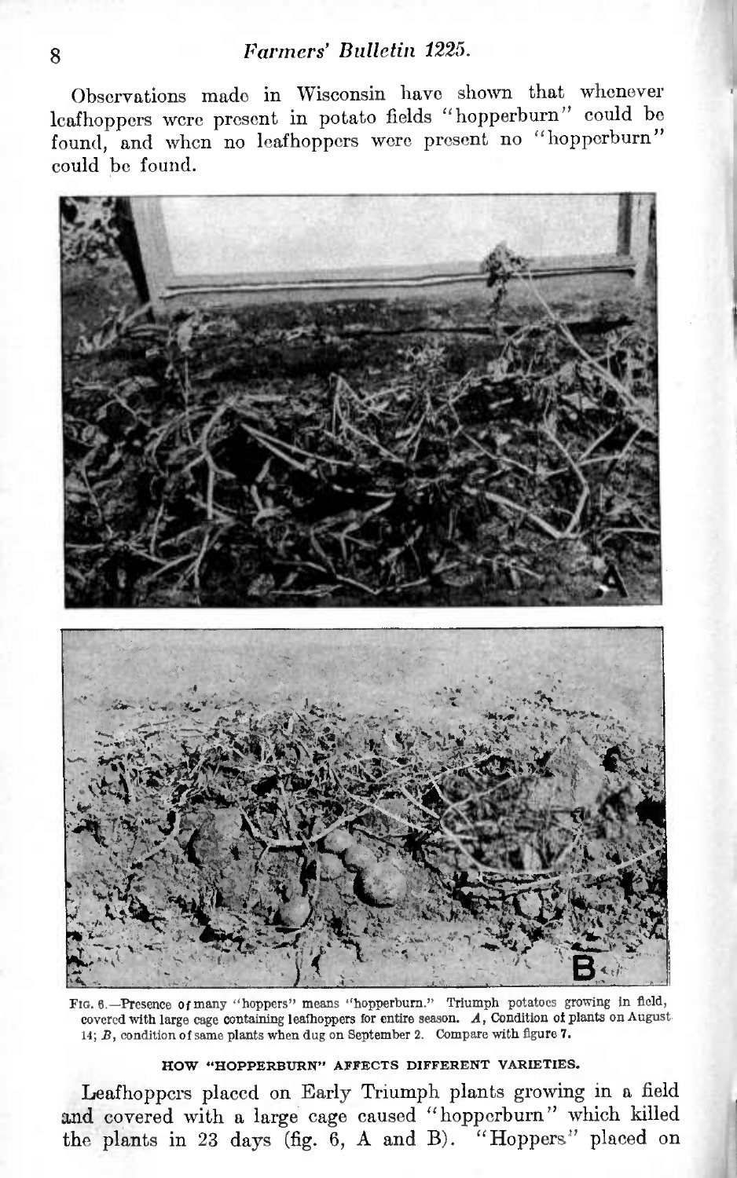Observations made in Wisconsin have shown that whenever leafhoppers were present in potato fields "hopperburn" could be found, and when no leafhoppers were present no "hopperburn" could be found.

FIG. 6.—Presence of many "hoppers" means "hopperburn." Triumph potatoes growing in field, covered with large cage containing leafhoppers for entire season. *A*, Condition of plants on August 14; *B*, condition of same plants when dug on September 2. Compare with figure 7.

## HOW "HOPPERBURN" AFFECTS DIFFERENT VARIETIES.

Leafhoppers placed on Early Triumph plants growing in a field and covered with a large cage caused "hopperburn" which killed the plants in 23 days (fig. 6, A and B). "Hoppers" placed on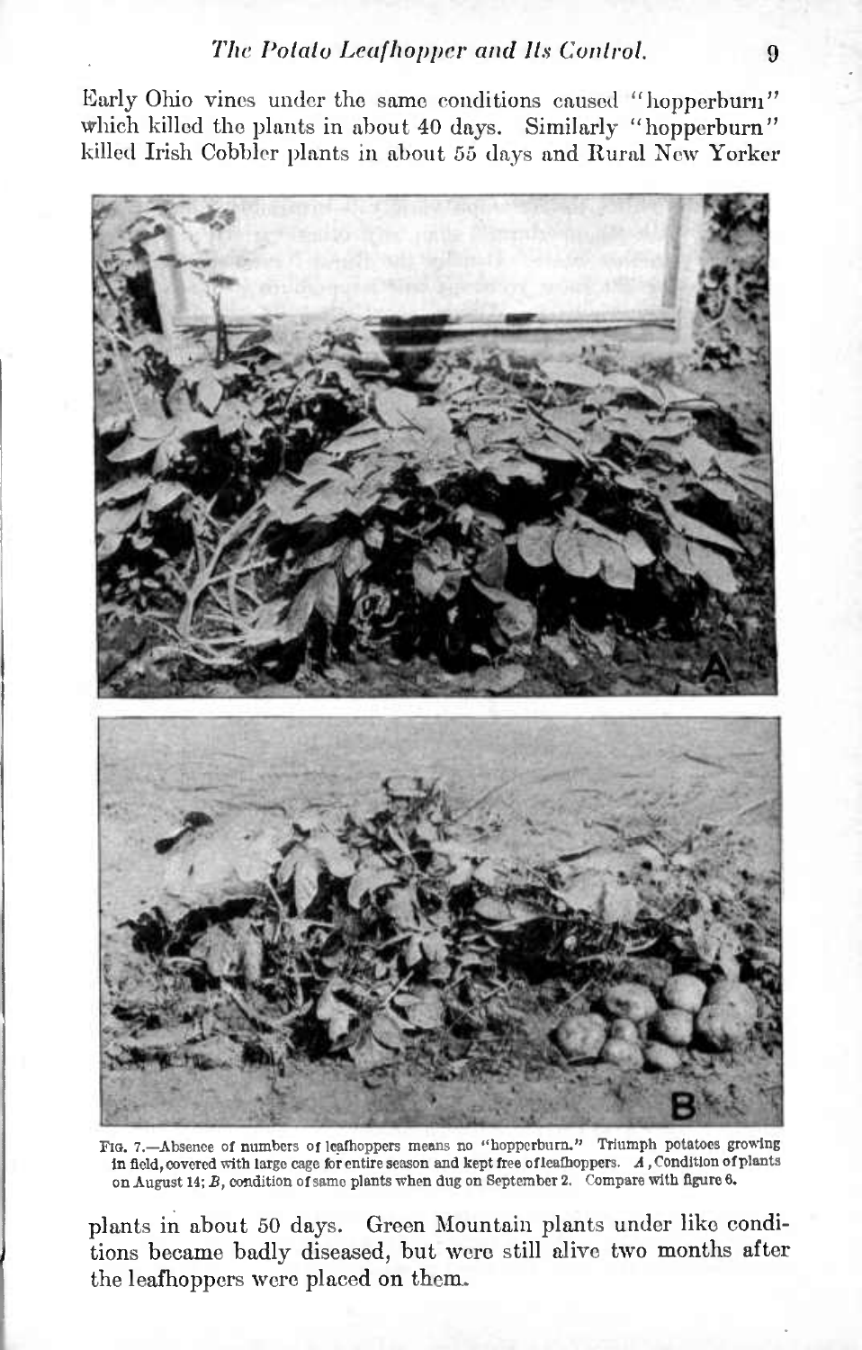Early Ohio vines under the same conditions caused "hopperburn" which killed the plants in about 40 days. Similarly "hopperburn" killed Irish Cobbler plants in about 55 days and Rural New Yorker

FIG. 7.—Absence of numbers of leafhoppers means no "hopperburn." Triumph potatoes growing in field, covered with large cage for entire season and kept free of leafhoppers. *A*, Condition of plants on August 14; *B*, condition of same plants when dug on September 2. Compare with figure 6.

plants in about 50 days. Green Mountain plants under like conditions became badly diseased, but were still alive two months after the leafhoppers were placed on them.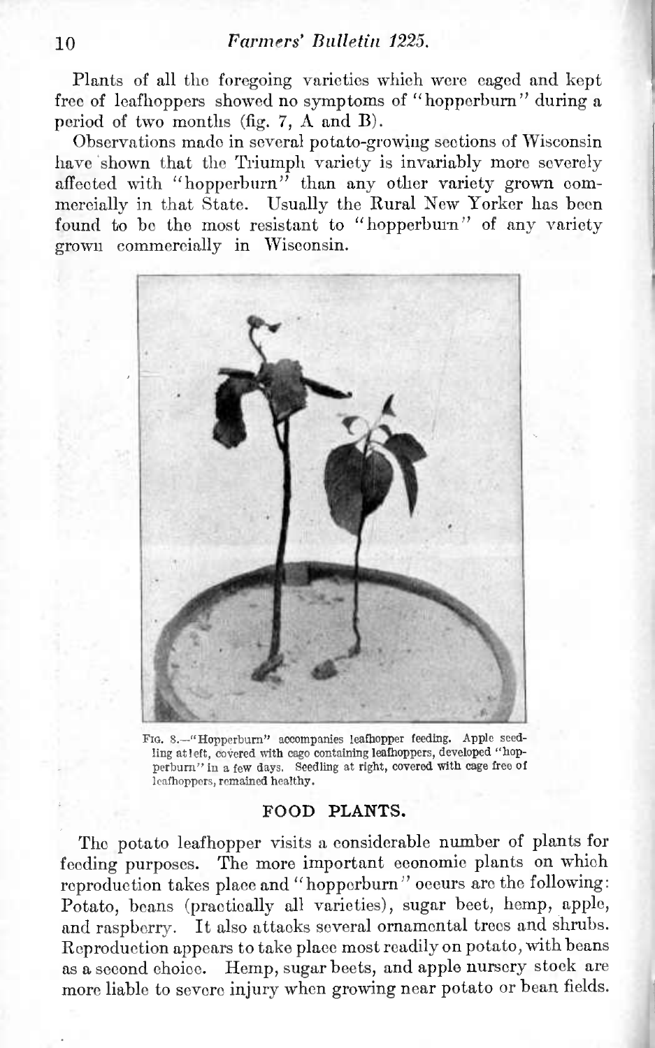Plants of all the foregoing varieties which were caged and kept free of leafhoppers showed no symptoms of "hopperburn" during a period of two months (fig. 7, A and B).

Observations made in several potato-growing sections of Wisconsin have shown that the Triumph variety is invariably more severely affected with "hopperburn" than any other variety grown commercially in that State. Usually the Rural New Yorker has been found to be the most resistant to "hopperburn" of any variety grown commercially in Wisconsin.

FIG. 8.—"Hopperburn" accompanies leafhopper feeding. Apple seedling at left, covered with cage containing leafhoppers, developed "hopperburn" in a few days. Seedling at right, covered with cage free of leafhoppers, remained healthy.

## FOOD PLANTS.

The potato leafhopper visits a considerable number of plants for feeding purposes. The more important economic plants on which reproduction takes place and "hopperburn" occurs are the following: Potato, beans (practically all varieties), sugar beet, hemp, apple, and raspberry. It also attacks several ornamental trees and shrubs. Reproduction appears to take place most readily on potato, with beans as a second choice. Hemp, sugar beets, and apple nursery stock are more liable to severe injury when growing near potato or bean fields.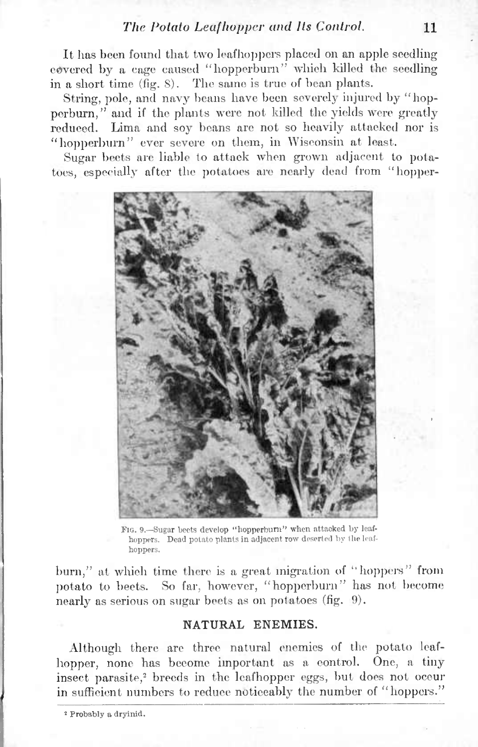It has been found that two leafhoppers placed on an apple seedling covered by a cage caused "hopperburn" which killed the seedling in a short time (fig. 8). The same is true of bean plants.

String, pole, and navy beans have been severely injured by "hopperburn," and if the plants were not killed the yields were greatly reduced. Lima and soy beans are not so heavily attacked nor is "hopperburn" ever severe on them, in Wisconsin at least.

Sugar beets are liable to attack when grown adjacent to potatoes, especially after the potatoes are nearly dead from "hopperburn," at which time there is a great migration of "hoppers" from potato to beets. So far, however, "hopperburn" has not become nearly as serious on sugar beets as on potatoes (fig. 9).

FIG. 9.—Sugar beets develop "hopperburn" when attacked by leafhoppers. Dead potato plants in adjacent row deserted by the leafhoppers.

## NATURAL ENEMIES.

Although there are three natural enemies of the potato leafhopper, none has become important as a control. One, a tiny insect parasite,[2] breeds in the leafhopper eggs, but does not occur in sufficient numbers to reduce noticeably the number of "hoppers."

[2] Probably a dryinid.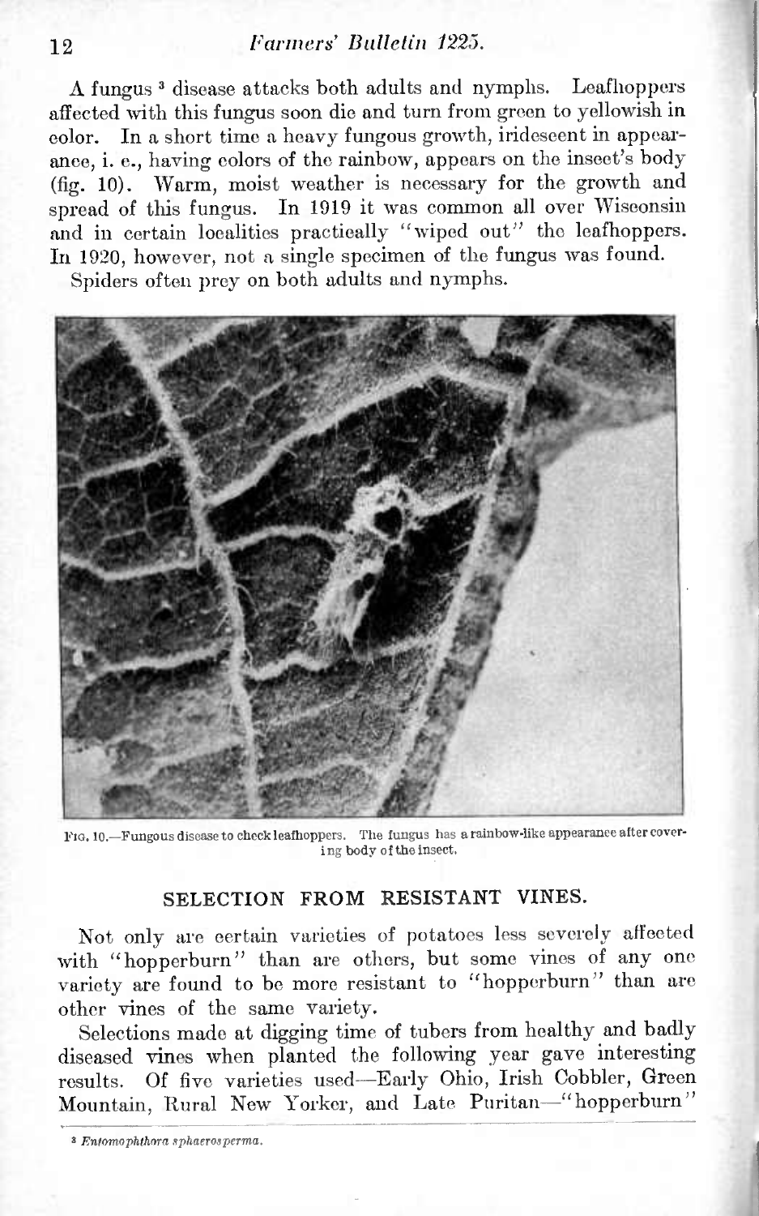A fungus [3] disease attacks both adults and nymphs. Leafhoppers affected with this fungus soon die and turn from green to yellowish in color. In a short time a heavy fungous growth, iridescent in appearance, i. e., having colors of the rainbow, appears on the insect's body (fig. 10). Warm, moist weather is necessary for the growth and spread of this fungus. In 1919 it was common all over Wisconsin and in certain localities practically "wiped out" the leafhoppers. In 1920, however, not a single specimen of the fungus was found.

Spiders often prey on both adults and nymphs.

FIG. 10.—Fungous disease to check leafhoppers. The fungus has a rainbow-like appearance after covering body of the insect.

## SELECTION FROM RESISTANT VINES.

Not only are certain varieties of potatoes less severely affected with "hopperburn" than are others, but some vines of any one variety are found to be more resistant to "hopperburn" than are other vines of the same variety.

Selections made at digging time of tubers from healthy and badly diseased vines when planted the following year gave interesting results. Of five varieties used—Early Ohio, Irish Cobbler, Green Mountain, Rural New Yorker, and Late Puritan—"hopperburn"

[3] *Entomophthora sphaerosperma.*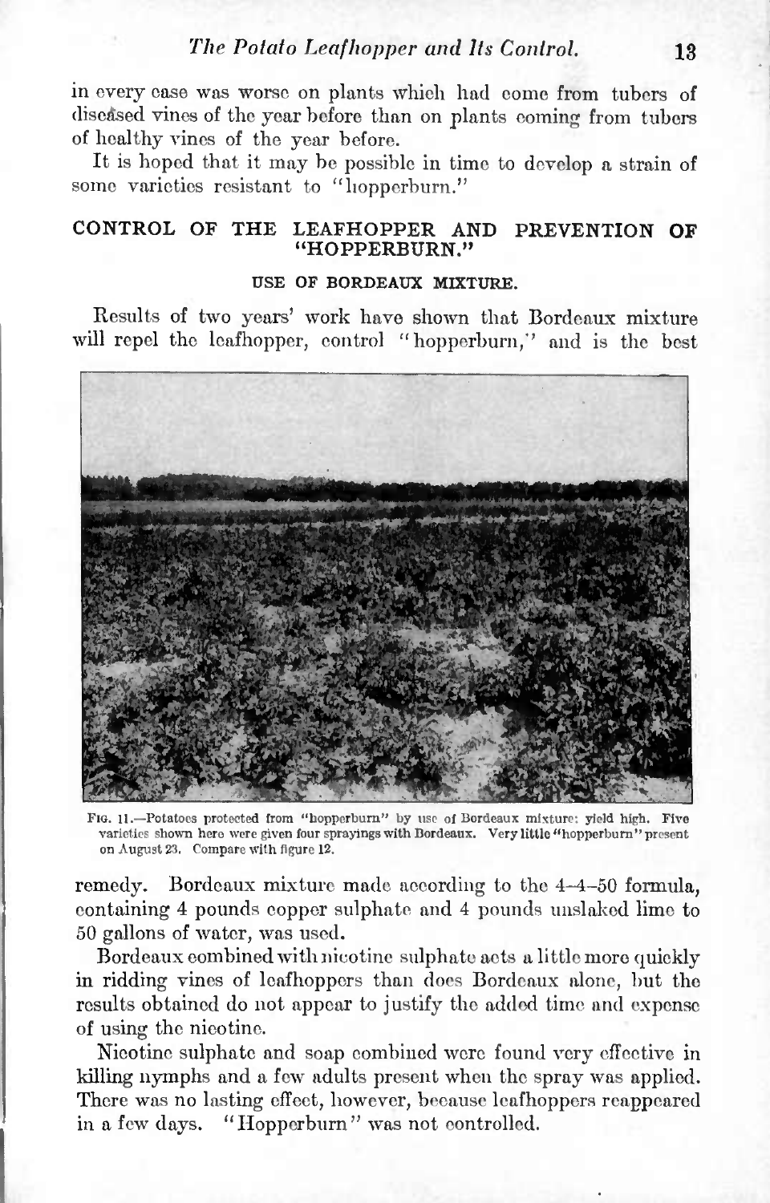in every case was worse on plants which had come from tubers of diseased vines of the year before than on plants coming from tubers of healthy vines of the year before.

It is hoped that it may be possible in time to develop a strain of some varieties resistant to "hopperburn."

## CONTROL OF THE LEAFHOPPER AND PREVENTION OF "HOPPERBURN."

### USE OF BORDEAUX MIXTURE.

Results of two years' work have shown that Bordeaux mixture will repel the leafhopper, control "hopperburn," and is the best remedy. Bordeaux mixture made according to the 4-4-50 formula, containing 4 pounds copper sulphate and 4 pounds unslaked lime to 50 gallons of water, was used.

Fig. 11.—Potatoes protected from "hopperburn" by use of Bordeaux mixture: yield high. Five varieties shown here were given four sprayings with Bordeaux. Very little "hopperburn" present on August 23. Compare with figure 12.

Bordeaux combined with nicotine sulphate acts a little more quickly in ridding vines of leafhoppers than does Bordeaux alone, but the results obtained do not appear to justify the added time and expense of using the nicotine.

Nicotine sulphate and soap combined were found very effective in killing nymphs and a few adults present when the spray was applied. There was no lasting effect, however, because leafhoppers reappeared in a few days. "Hopperburn" was not controlled.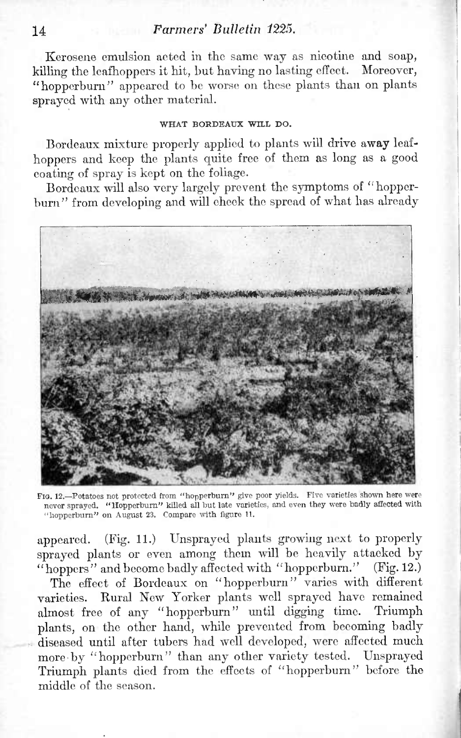Kerosene emulsion acted in the same way as nicotine and soap, killing the leafhoppers it hit, but having no lasting effect. Moreover, "hopperburn" appeared to be worse on these plants than on plants sprayed with any other material.

### WHAT BORDEAUX WILL DO.

Bordeaux mixture properly applied to plants will drive away leafhoppers and keep the plants quite free of them as long as a good coating of spray is kept on the foliage.

Bordeaux will also very largely prevent the symptoms of "hopperburn" from developing and will check the spread of what has already appeared. (Fig. 11.) Unsprayed plants growing next to properly sprayed plants or even among them will be heavily attacked by "hoppers" and become badly affected with "hopperburn." (Fig. 12.)

FIG. 12.—Potatoes not protected from "hopperburn" give poor yields. Five varieties shown here were never sprayed. "Hopperburn" killed all but late varieties, and even they were badly affected with "hopperburn" on August 23. Compare with figure 11.

The effect of Bordeaux on "hopperburn" varies with different varieties. Rural New Yorker plants well sprayed have remained almost free of any "hopperburn" until digging time. Triumph plants, on the other hand, while prevented from becoming badly diseased until after tubers had well developed, were affected much more by "hopperburn" than any other variety tested. Unsprayed Triumph plants died from the effects of "hopperburn" before the middle of the season.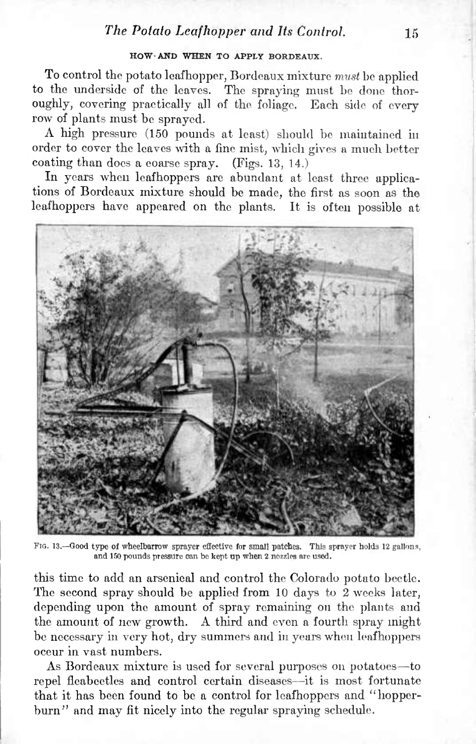#### HOW AND WHEN TO APPLY BORDEAUX.

To control the potato leafhopper, Bordeaux mixture *must* be applied to the underside of the leaves. The spraying must be done thoroughly, covering practically all of the foliage. Each side of every row of plants must be sprayed.

A high pressure (150 pounds at least) should be maintained in order to cover the leaves with a fine mist, which gives a much better coating than does a coarse spray. (Figs. 13, 14.)

In years when leafhoppers are abundant at least three applications of Bordeaux mixture should be made, the first as soon as the leafhoppers have appeared on the plants. It is often possible at this time to add an arsenical and control the Colorado potato beetle. The second spray should be applied from 10 days to 2 weeks later, depending upon the amount of spray remaining on the plants and the amount of new growth. A third and even a fourth spray might be necessary in very hot, dry summers and in years when leafhoppers occur in vast numbers.

FIG. 13.—Good type of wheelbarrow sprayer effective for small patches. This sprayer holds 12 gallons, and 150 pounds pressure can be kept up when 2 nozzles are used.

As Bordeaux mixture is used for several purposes on potatoes—to repel fleabeetles and control certain diseases—it is most fortunate that it has been found to be a control for leafhoppers and "hopperburn" and may fit nicely into the regular spraying schedule.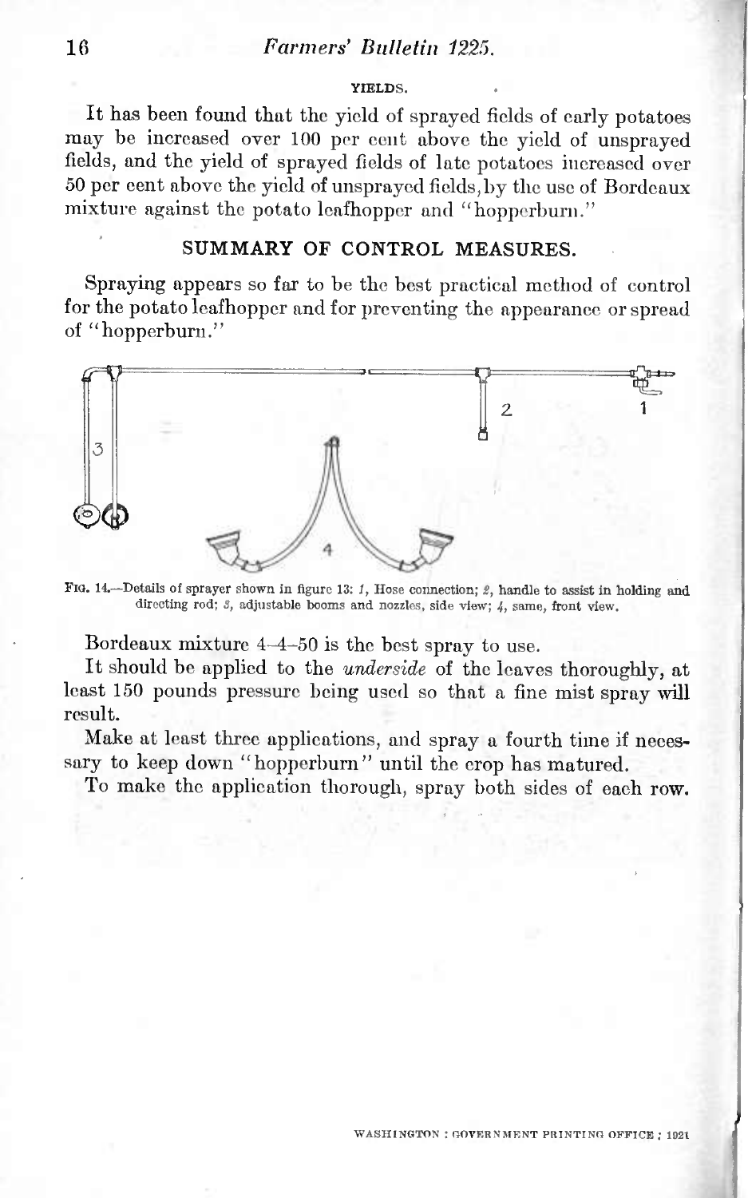### YIELDS.

It has been found that the yield of sprayed fields of early potatoes may be increased over 100 per cent above the yield of unsprayed fields, and the yield of sprayed fields of late potatoes increased over 50 per cent above the yield of unsprayed fields, by the use of Bordeaux mixture against the potato leafhopper and "hopperburn."

## SUMMARY OF CONTROL MEASURES.

Spraying appears so far to be the best practical method of control for the potato leafhopper and for preventing the appearance or spread of "hopperburn."

3

2

1

4

FIG. 14.—Details of sprayer shown in figure 13: *1*, Hose connection; *2*, handle to assist in holding and directing rod; *3*, adjustable booms and nozzles, side view; *4*, same, front view.

Bordeaux mixture 4–4–50 is the best spray to use.

It should be applied to the *underside* of the leaves thoroughly, at least 150 pounds pressure being used so that a fine mist spray will result.

Make at least three applications, and spray a fourth time if necessary to keep down "hopperburn" until the crop has matured.

To make the application thorough, spray both sides of each row.

WASHINGTON : GOVERNMENT PRINTING OFFICE : 1921